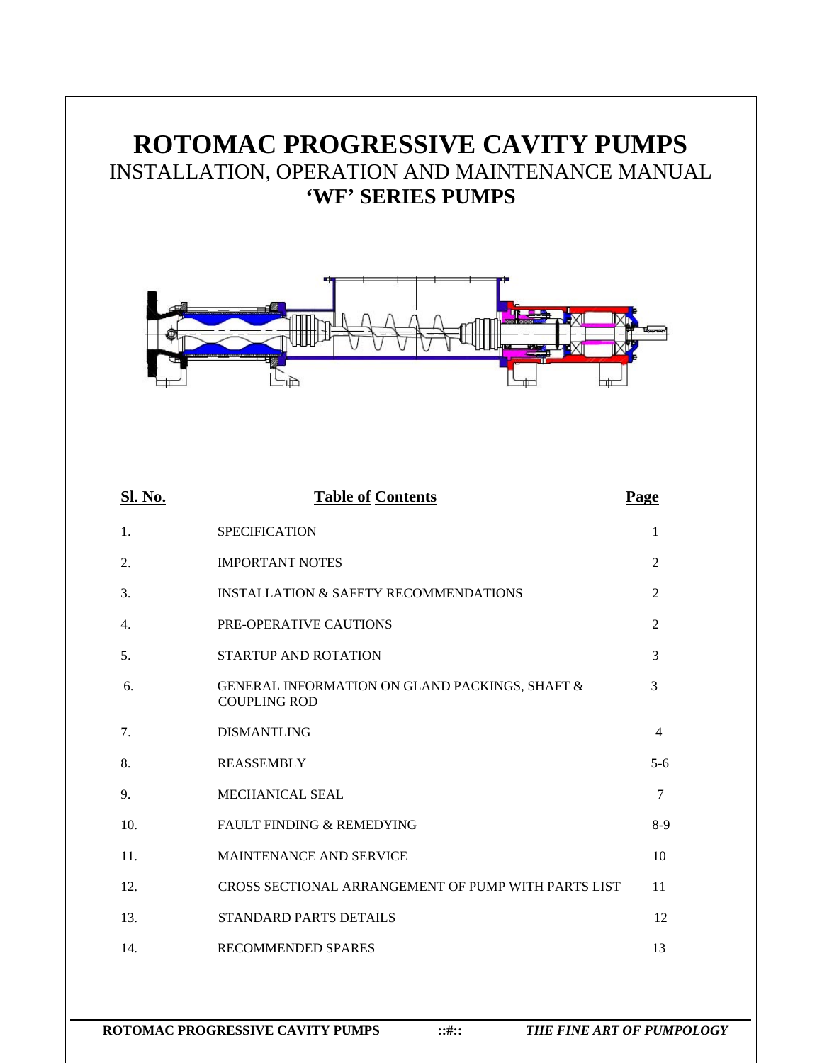# ROTOMAC PROGRESSIVE CAVITY PUMPS

## INSTALLATION, OPERATION AND MAINTENANCE MANUAL

## 'WF' SERIES PUMPS

| Sl. No. | Table of Contents | Page |
|---|---|---|
| 1. | SPECIFICATION | 1 |
| 2. | IMPORTANT NOTES | 2 |
| 3. | INSTALLATION & SAFETY RECOMMENDATIONS | 2 |
| 4. | PRE-OPERATIVE CAUTIONS | 2 |
| 5. | STARTUP AND ROTATION | 3 |
| 6. | GENERAL INFORMATION ON GLAND PACKINGS, SHAFT & COUPLING ROD | 3 |
| 7. | DISMANTLING | 4 |
| 8. | REASSEMBLY | 5-6 |
| 9. | MECHANICAL SEAL | 7 |
| 10. | FAULT FINDING & REMEDYING | 8-9 |
| 11. | MAINTENANCE AND SERVICE | 10 |
| 12. | CROSS SECTIONAL ARRANGEMENT OF PUMP WITH PARTS LIST | 11 |
| 13. | STANDARD PARTS DETAILS | 12 |
| 14. | RECOMMENDED SPARES | 13 |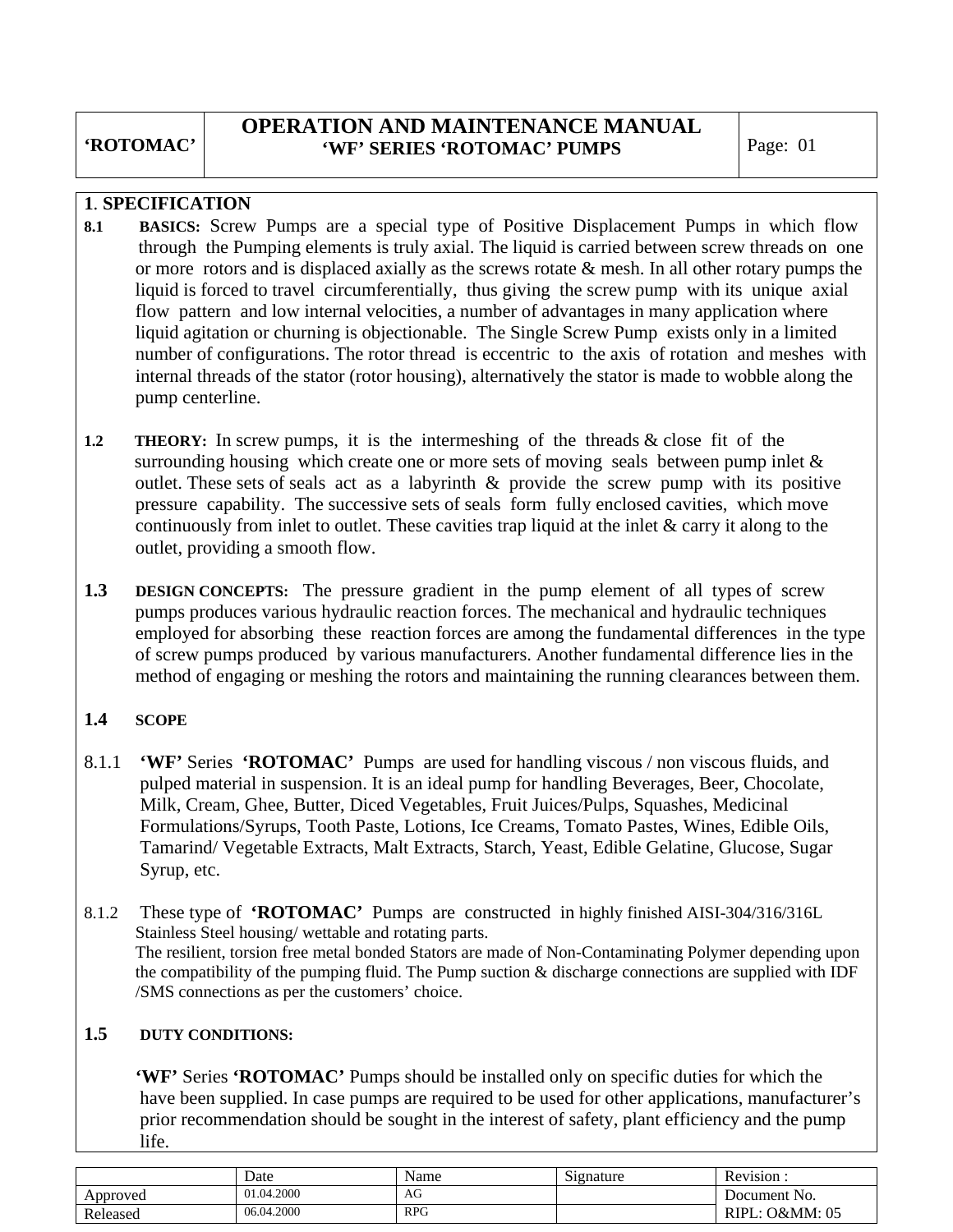## 1. SPECIFICATION

**8.1 BASICS:** Screw Pumps are a special type of Positive Displacement Pumps in which flow through the Pumping elements is truly axial. The liquid is carried between screw threads on one or more rotors and is displaced axially as the screws rotate & mesh. In all other rotary pumps the liquid is forced to travel circumferentially, thus giving the screw pump with its unique axial flow pattern and low internal velocities, a number of advantages in many application where liquid agitation or churning is objectionable. The Single Screw Pump exists only in a limited number of configurations. The rotor thread is eccentric to the axis of rotation and meshes with internal threads of the stator (rotor housing), alternatively the stator is made to wobble along the pump centerline.

**1.2 THEORY:** In screw pumps, it is the intermeshing of the threads & close fit of the surrounding housing which create one or more sets of moving seals between pump inlet & outlet. These sets of seals act as a labyrinth & provide the screw pump with its positive pressure capability. The successive sets of seals form fully enclosed cavities, which move continuously from inlet to outlet. These cavities trap liquid at the inlet & carry it along to the outlet, providing a smooth flow.

**1.3 DESIGN CONCEPTS:** The pressure gradient in the pump element of all types of screw pumps produces various hydraulic reaction forces. The mechanical and hydraulic techniques employed for absorbing these reaction forces are among the fundamental differences in the type of screw pumps produced by various manufacturers. Another fundamental difference lies in the method of engaging or meshing the rotors and maintaining the running clearances between them.

**1.4 SCOPE**

8.1.1 **'WF'** Series **'ROTOMAC'** Pumps are used for handling viscous / non viscous fluids, and pulped material in suspension. It is an ideal pump for handling Beverages, Beer, Chocolate, Milk, Cream, Ghee, Butter, Diced Vegetables, Fruit Juices/Pulps, Squashes, Medicinal Formulations/Syrups, Tooth Paste, Lotions, Ice Creams, Tomato Pastes, Wines, Edible Oils, Tamarind/ Vegetable Extracts, Malt Extracts, Starch, Yeast, Edible Gelatine, Glucose, Sugar Syrup, etc.

8.1.2 These type of **'ROTOMAC'** Pumps are constructed in highly finished AISI-304/316/316L Stainless Steel housing/ wettable and rotating parts.
The resilient, torsion free metal bonded Stators are made of Non-Contaminating Polymer depending upon the compatibility of the pumping fluid. The Pump suction & discharge connections are supplied with IDF /SMS connections as per the customers' choice.

**1.5 DUTY CONDITIONS:**

**'WF'** Series **'ROTOMAC'** Pumps should be installed only on specific duties for which the have been supplied. In case pumps are required to be used for other applications, manufacturer's prior recommendation should be sought in the interest of safety, plant efficiency and the pump life.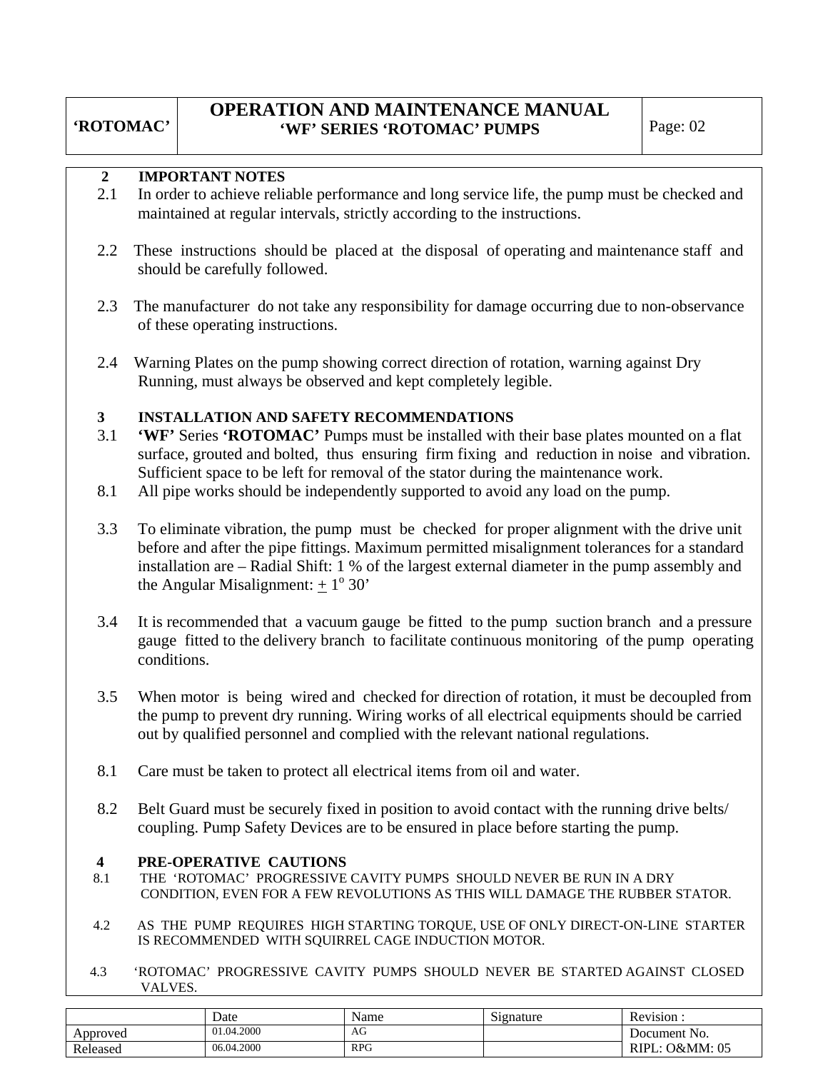## 2 IMPORTANT NOTES

2.1 In order to achieve reliable performance and long service life, the pump must be checked and maintained at regular intervals, strictly according to the instructions.

2.2 These instructions should be placed at the disposal of operating and maintenance staff and should be carefully followed.

2.3 The manufacturer do not take any responsibility for damage occurring due to non-observance of these operating instructions.

2.4 Warning Plates on the pump showing correct direction of rotation, warning against Dry Running, must always be observed and kept completely legible.

## 3 INSTALLATION AND SAFETY RECOMMENDATIONS

3.1 **'WF'** Series **'ROTOMAC'** Pumps must be installed with their base plates mounted on a flat surface, grouted and bolted, thus ensuring firm fixing and reduction in noise and vibration. Sufficient space to be left for removal of the stator during the maintenance work.

8.1 All pipe works should be independently supported to avoid any load on the pump.

3.3 To eliminate vibration, the pump must be checked for proper alignment with the drive unit before and after the pipe fittings. Maximum permitted misalignment tolerances for a standard installation are – Radial Shift: 1 % of the largest external diameter in the pump assembly and the Angular Misalignment: $\pm$ $1^{o}$ 30'

3.4 It is recommended that a vacuum gauge be fitted to the pump suction branch and a pressure gauge fitted to the delivery branch to facilitate continuous monitoring of the pump operating conditions.

3.5 When motor is being wired and checked for direction of rotation, it must be decoupled from the pump to prevent dry running. Wiring works of all electrical equipments should be carried out by qualified personnel and complied with the relevant national regulations.

8.1 Care must be taken to protect all electrical items from oil and water.

8.2 Belt Guard must be securely fixed in position to avoid contact with the running drive belts/ coupling. Pump Safety Devices are to be ensured in place before starting the pump.

## 4 PRE-OPERATIVE CAUTIONS

8.1 THE 'ROTOMAC' PROGRESSIVE CAVITY PUMPS SHOULD NEVER BE RUN IN A DRY CONDITION, EVEN FOR A FEW REVOLUTIONS AS THIS WILL DAMAGE THE RUBBER STATOR.

4.2 AS THE PUMP REQUIRES HIGH STARTING TORQUE, USE OF ONLY DIRECT-ON-LINE STARTER IS RECOMMENDED WITH SQUIRREL CAGE INDUCTION MOTOR.

4.3 'ROTOMAC' PROGRESSIVE CAVITY PUMPS SHOULD NEVER BE STARTED AGAINST CLOSED VALVES.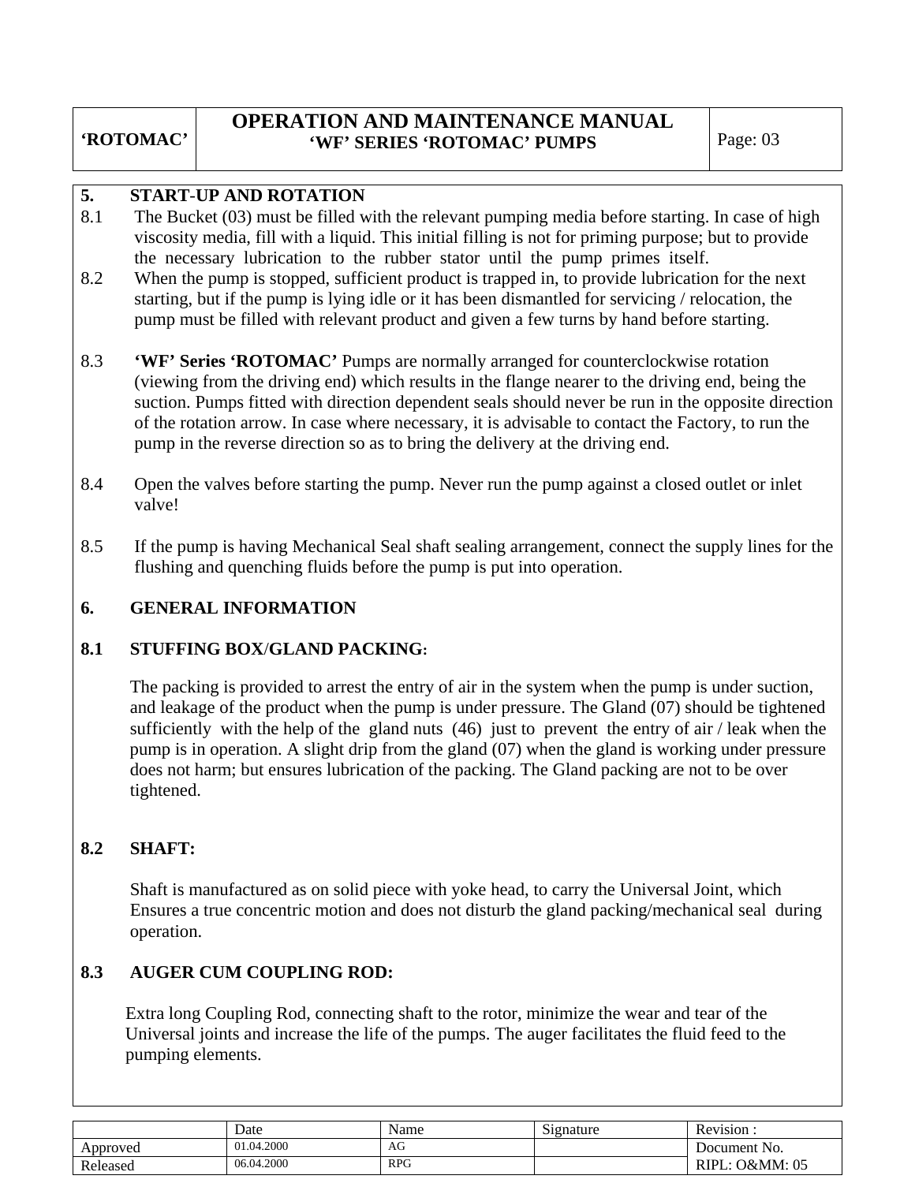## 5. START-UP AND ROTATION

8.1 The Bucket (03) must be filled with the relevant pumping media before starting. In case of high viscosity media, fill with a liquid. This initial filling is not for priming purpose; but to provide the necessary lubrication to the rubber stator until the pump primes itself.

8.2 When the pump is stopped, sufficient product is trapped in, to provide lubrication for the next starting, but if the pump is lying idle or it has been dismantled for servicing / relocation, the pump must be filled with relevant product and given a few turns by hand before starting.

8.3 **'WF' Series 'ROTOMAC'** Pumps are normally arranged for counterclockwise rotation (viewing from the driving end) which results in the flange nearer to the driving end, being the suction. Pumps fitted with direction dependent seals should never be run in the opposite direction of the rotation arrow. In case where necessary, it is advisable to contact the Factory, to run the pump in the reverse direction so as to bring the delivery at the driving end.

8.4 Open the valves before starting the pump. Never run the pump against a closed outlet or inlet valve!

8.5 If the pump is having Mechanical Seal shaft sealing arrangement, connect the supply lines for the flushing and quenching fluids before the pump is put into operation.

## 6. GENERAL INFORMATION

### 8.1 STUFFING BOX/GLAND PACKING:

The packing is provided to arrest the entry of air in the system when the pump is under suction, and leakage of the product when the pump is under pressure. The Gland (07) should be tightened sufficiently with the help of the gland nuts (46) just to prevent the entry of air / leak when the pump is in operation. A slight drip from the gland (07) when the gland is working under pressure does not harm; but ensures lubrication of the packing. The Gland packing are not to be over tightened.

### 8.2 SHAFT:

Shaft is manufactured as on solid piece with yoke head, to carry the Universal Joint, which Ensures a true concentric motion and does not disturb the gland packing/mechanical seal during operation.

### 8.3 AUGER CUM COUPLING ROD:

Extra long Coupling Rod, connecting shaft to the rotor, minimize the wear and tear of the Universal joints and increase the life of the pumps. The auger facilitates the fluid feed to the pumping elements.

| | Date | Name | Signature | Revision : |
|---|---|---|---|---|
| Approved | 01.04.2000 | AG | | Document No. |
| Released | 06.04.2000 | RPG | | RIPL: O&MM: 05 |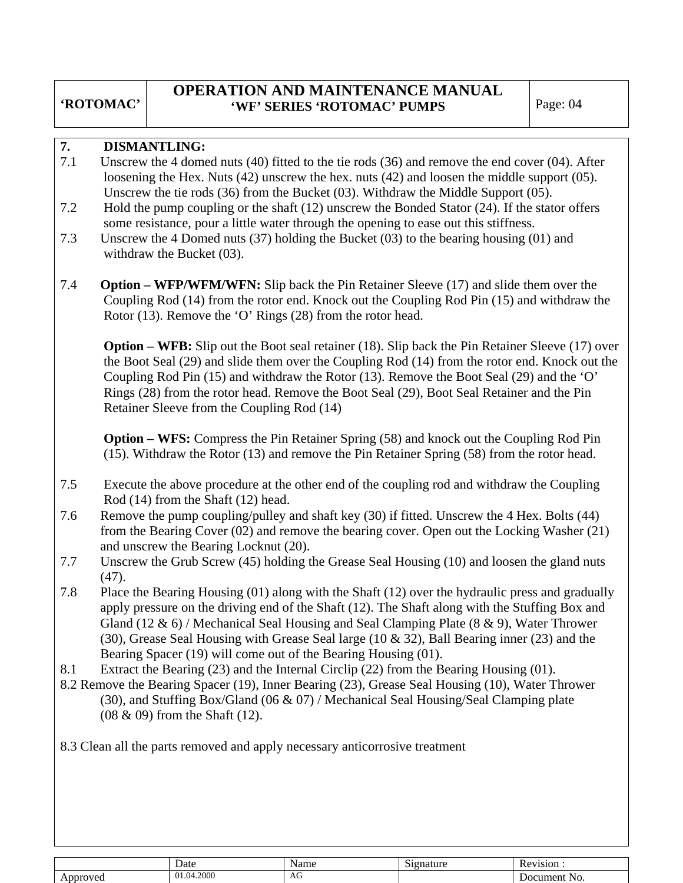## 7. DISMANTLING:

7.1 Unscrew the 4 domed nuts (40) fitted to the tie rods (36) and remove the end cover (04). After loosening the Hex. Nuts (42) unscrew the hex. nuts (42) and loosen the middle support (05). Unscrew the tie rods (36) from the Bucket (03). Withdraw the Middle Support (05).

7.2 Hold the pump coupling or the shaft (12) unscrew the Bonded Stator (24). If the stator offers some resistance, pour a little water through the opening to ease out this stiffness.

7.3 Unscrew the 4 Domed nuts (37) holding the Bucket (03) to the bearing housing (01) and withdraw the Bucket (03).

7.4 **Option – WFP/WFM/WFN:** Slip back the Pin Retainer Sleeve (17) and slide them over the Coupling Rod (14) from the rotor end. Knock out the Coupling Rod Pin (15) and withdraw the Rotor (13). Remove the 'O' Rings (28) from the rotor head.

**Option – WFB:** Slip out the Boot seal retainer (18). Slip back the Pin Retainer Sleeve (17) over the Boot Seal (29) and slide them over the Coupling Rod (14) from the rotor end. Knock out the Coupling Rod Pin (15) and withdraw the Rotor (13). Remove the Boot Seal (29) and the 'O' Rings (28) from the rotor head. Remove the Boot Seal (29), Boot Seal Retainer and the Pin Retainer Sleeve from the Coupling Rod (14)

**Option – WFS:** Compress the Pin Retainer Spring (58) and knock out the Coupling Rod Pin (15). Withdraw the Rotor (13) and remove the Pin Retainer Spring (58) from the rotor head.

7.5 Execute the above procedure at the other end of the coupling rod and withdraw the Coupling Rod (14) from the Shaft (12) head.

7.6 Remove the pump coupling/pulley and shaft key (30) if fitted. Unscrew the 4 Hex. Bolts (44) from the Bearing Cover (02) and remove the bearing cover. Open out the Locking Washer (21) and unscrew the Bearing Locknut (20).

7.7 Unscrew the Grub Screw (45) holding the Grease Seal Housing (10) and loosen the gland nuts (47).

7.8 Place the Bearing Housing (01) along with the Shaft (12) over the hydraulic press and gradually apply pressure on the driving end of the Shaft (12). The Shaft along with the Stuffing Box and Gland (12 & 6) / Mechanical Seal Housing and Seal Clamping Plate (8 & 9), Water Thrower (30), Grease Seal Housing with Grease Seal large (10 & 32), Ball Bearing inner (23) and the Bearing Spacer (19) will come out of the Bearing Housing (01).

8.1 Extract the Bearing (23) and the Internal Circlip (22) from the Bearing Housing (01).

8.2 Remove the Bearing Spacer (19), Inner Bearing (23), Grease Seal Housing (10), Water Thrower (30), and Stuffing Box/Gland (06 & 07) / Mechanical Seal Housing/Seal Clamping plate (08 & 09) from the Shaft (12).

8.3 Clean all the parts removed and apply necessary anticorrosive treatment

| | Date | Name | Signature | Revision : |
|---|---|---|---|---|
| Approved | 01.04.2000 | AG | | Document No. |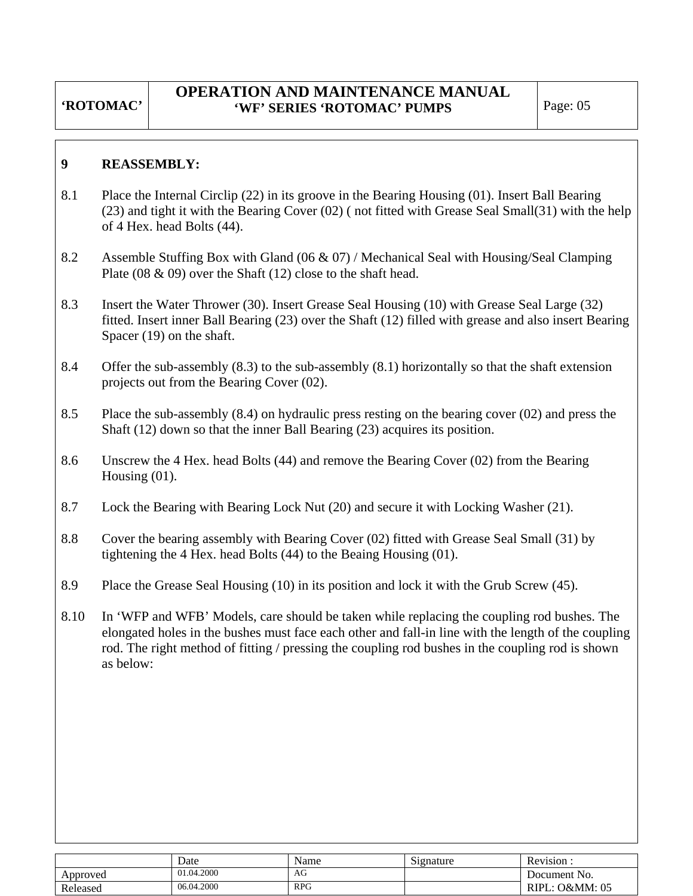## 9 REASSEMBLY:

8.1 Place the Internal Circlip (22) in its groove in the Bearing Housing (01). Insert Ball Bearing (23) and tight it with the Bearing Cover (02) ( not fitted with Grease Seal Small(31) with the help of 4 Hex. head Bolts (44).

8.2 Assemble Stuffing Box with Gland (06 & 07) / Mechanical Seal with Housing/Seal Clamping Plate (08 & 09) over the Shaft (12) close to the shaft head.

8.3 Insert the Water Thrower (30). Insert Grease Seal Housing (10) with Grease Seal Large (32) fitted. Insert inner Ball Bearing (23) over the Shaft (12) filled with grease and also insert Bearing Spacer (19) on the shaft.

8.4 Offer the sub-assembly (8.3) to the sub-assembly (8.1) horizontally so that the shaft extension projects out from the Bearing Cover (02).

8.5 Place the sub-assembly (8.4) on hydraulic press resting on the bearing cover (02) and press the Shaft (12) down so that the inner Ball Bearing (23) acquires its position.

8.6 Unscrew the 4 Hex. head Bolts (44) and remove the Bearing Cover (02) from the Bearing Housing (01).

8.7 Lock the Bearing with Bearing Lock Nut (20) and secure it with Locking Washer (21).

8.8 Cover the bearing assembly with Bearing Cover (02) fitted with Grease Seal Small (31) by tightening the 4 Hex. head Bolts (44) to the Beaing Housing (01).

8.9 Place the Grease Seal Housing (10) in its position and lock it with the Grub Screw (45).

8.10 In 'WFP and WFB' Models, care should be taken while replacing the coupling rod bushes. The elongated holes in the bushes must face each other and fall-in line with the length of the coupling rod. The right method of fitting / pressing the coupling rod bushes in the coupling rod is shown as below:

| | Date | Name | Signature | Revision : |
|---|---|---|---|---|
| Approved | 01.04.2000 | AG | | Document No. |
| Released | 06.04.2000 | RPG | | RIPL: O&MM: 05 |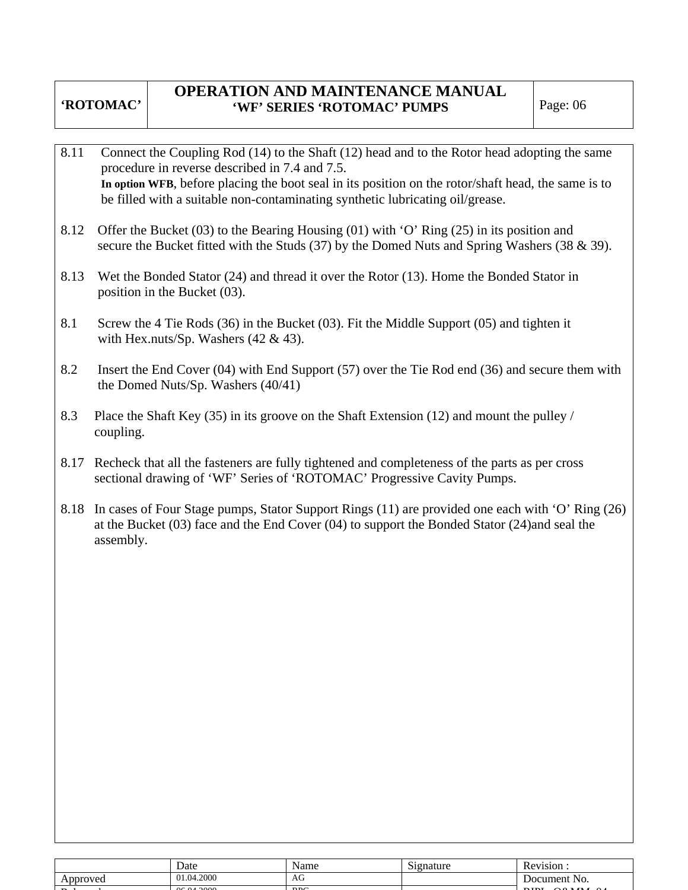8.11 Connect the Coupling Rod (14) to the Shaft (12) head and to the Rotor head adopting the same procedure in reverse described in 7.4 and 7.5.
**In option WFB**, before placing the boot seal in its position on the rotor/shaft head, the same is to be filled with a suitable non-contaminating synthetic lubricating oil/grease.

8.12 Offer the Bucket (03) to the Bearing Housing (01) with 'O' Ring (25) in its position and secure the Bucket fitted with the Studs (37) by the Domed Nuts and Spring Washers (38 & 39).

8.13 Wet the Bonded Stator (24) and thread it over the Rotor (13). Home the Bonded Stator in position in the Bucket (03).

8.1 Screw the 4 Tie Rods (36) in the Bucket (03). Fit the Middle Support (05) and tighten it with Hex.nuts/Sp. Washers (42 & 43).

8.2 Insert the End Cover (04) with End Support (57) over the Tie Rod end (36) and secure them with the Domed Nuts/Sp. Washers (40/41)

8.3 Place the Shaft Key (35) in its groove on the Shaft Extension (12) and mount the pulley / coupling.

8.17 Recheck that all the fasteners are fully tightened and completeness of the parts as per cross sectional drawing of 'WF' Series of 'ROTOMAC' Progressive Cavity Pumps.

8.18 In cases of Four Stage pumps, Stator Support Rings (11) are provided one each with 'O' Ring (26) at the Bucket (03) face and the End Cover (04) to support the Bonded Stator (24)and seal the assembly.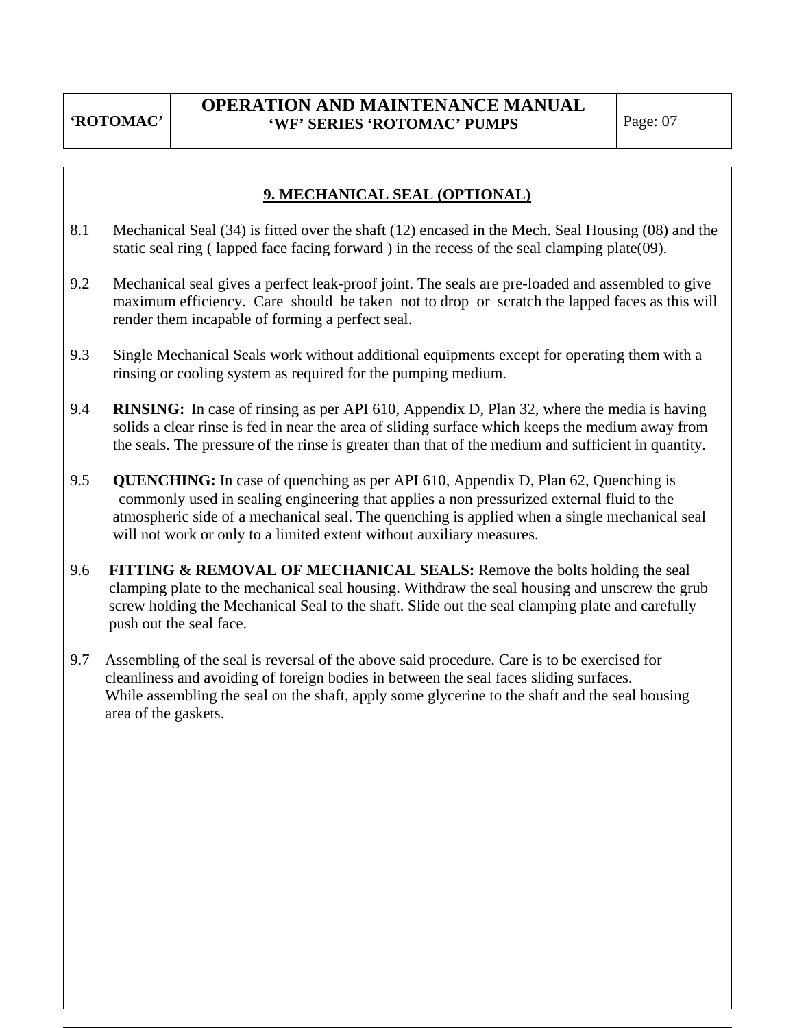## 9. MECHANICAL SEAL (OPTIONAL)

8.1 Mechanical Seal (34) is fitted over the shaft (12) encased in the Mech. Seal Housing (08) and the static seal ring ( lapped face facing forward ) in the recess of the seal clamping plate(09).

9.2 Mechanical seal gives a perfect leak-proof joint. The seals are pre-loaded and assembled to give maximum efficiency. Care should be taken not to drop or scratch the lapped faces as this will render them incapable of forming a perfect seal.

9.3 Single Mechanical Seals work without additional equipments except for operating them with a rinsing or cooling system as required for the pumping medium.

9.4 **RINSING:** In case of rinsing as per API 610, Appendix D, Plan 32, where the media is having solids a clear rinse is fed in near the area of sliding surface which keeps the medium away from the seals. The pressure of the rinse is greater than that of the medium and sufficient in quantity.

9.5 **QUENCHING:** In case of quenching as per API 610, Appendix D, Plan 62, Quenching is commonly used in sealing engineering that applies a non pressurized external fluid to the atmospheric side of a mechanical seal. The quenching is applied when a single mechanical seal will not work or only to a limited extent without auxiliary measures.

9.6 **FITTING & REMOVAL OF MECHANICAL SEALS:** Remove the bolts holding the seal clamping plate to the mechanical seal housing. Withdraw the seal housing and unscrew the grub screw holding the Mechanical Seal to the shaft. Slide out the seal clamping plate and carefully push out the seal face.

9.7 Assembling of the seal is reversal of the above said procedure. Care is to be exercised for cleanliness and avoiding of foreign bodies in between the seal faces sliding surfaces. While assembling the seal on the shaft, apply some glycerine to the shaft and the seal housing area of the gaskets.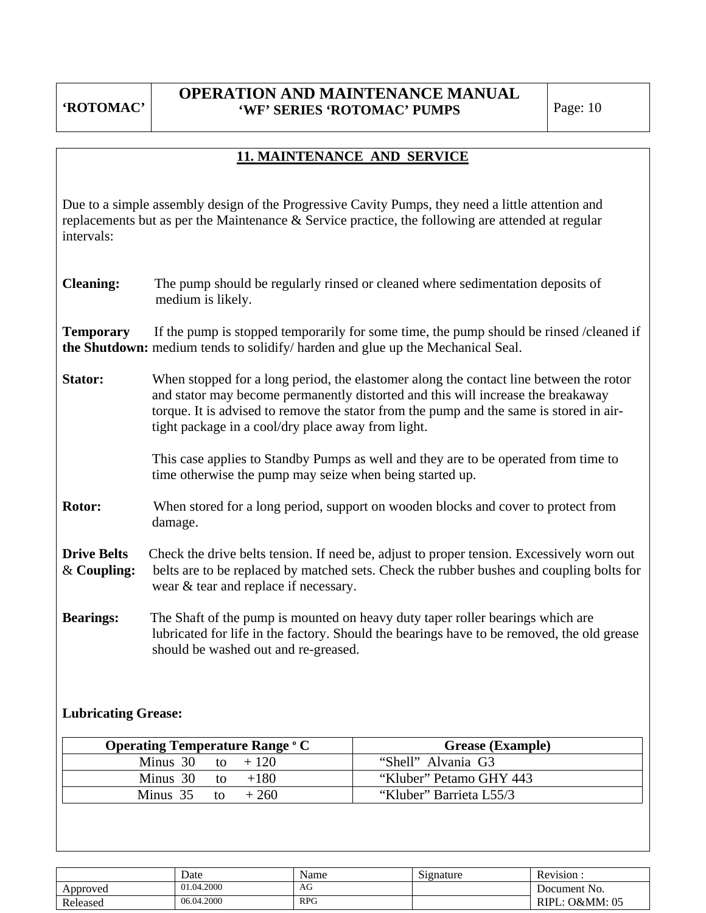## 11. MAINTENANCE AND SERVICE

Due to a simple assembly design of the Progressive Cavity Pumps, they need a little attention and replacements but as per the Maintenance & Service practice, the following are attended at regular intervals:

**Cleaning:** The pump should be regularly rinsed or cleaned where sedimentation deposits of medium is likely.

**Temporary the Shutdown:** If the pump is stopped temporarily for some time, the pump should be rinsed /cleaned if medium tends to solidify/ harden and glue up the Mechanical Seal.

**Stator:** When stopped for a long period, the elastomer along the contact line between the rotor and stator may become permanently distorted and this will increase the breakaway torque. It is advised to remove the stator from the pump and the same is stored in air-tight package in a cool/dry place away from light.

This case applies to Standby Pumps as well and they are to be operated from time to time otherwise the pump may seize when being started up.

**Rotor:** When stored for a long period, support on wooden blocks and cover to protect from damage.

**Drive Belts & Coupling:** Check the drive belts tension. If need be, adjust to proper tension. Excessively worn out belts are to be replaced by matched sets. Check the rubber bushes and coupling bolts for wear & tear and replace if necessary.

**Bearings:** The Shaft of the pump is mounted on heavy duty taper roller bearings which are lubricated for life in the factory. Should the bearings have to be removed, the old grease should be washed out and re-greased.

**Lubricating Grease:**

| Operating Temperature Range º C | Grease (Example) |
|---|---|
| Minus 30 to + 120 | "Shell" Alvania G3 |
| Minus 30 to +180 | "Kluber" Petamo GHY 443 |
| Minus 35 to + 260 | "Kluber" Barrieta L55/3 |

| | Date | Name | Signature | Revision : |
|---|---|---|---|---|
| Approved | 01.04.2000 | AG | | Document No. |
| Released | 06.04.2000 | RPG | | RIPL: O&MM: 05 |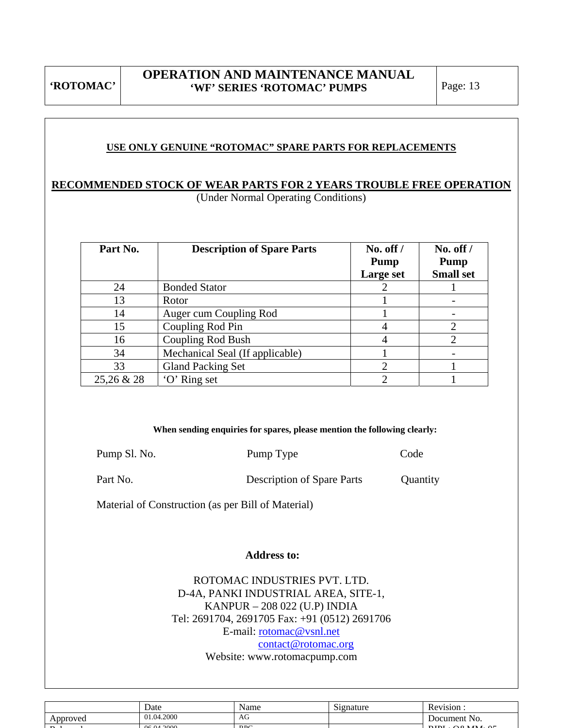**USE ONLY GENUINE "ROTOMAC" SPARE PARTS FOR REPLACEMENTS**

**RECOMMENDED STOCK OF WEAR PARTS FOR 2 YEARS TROUBLE FREE OPERATION**

(Under Normal Operating Conditions)

| Part No. | Description of Spare Parts | No. off / Pump Large set | No. off / Pump Small set |
|---|---|---|---|
| 24 | Bonded Stator | 2 | 1 |
| 13 | Rotor | 1 | - |
| 14 | Auger cum Coupling Rod | 1 | - |
| 15 | Coupling Rod Pin | 4 | 2 |
| 16 | Coupling Rod Bush | 4 | 2 |
| 34 | Mechanical Seal (If applicable) | 1 | - |
| 33 | Gland Packing Set | 2 | 1 |
| 25,26 & 28 | 'O' Ring set | 2 | 1 |

**When sending enquiries for spares, please mention the following clearly:**

Pump Sl. No. &nbsp;&nbsp;&nbsp;&nbsp; Pump Type &nbsp;&nbsp;&nbsp;&nbsp; Code

Part No. &nbsp;&nbsp;&nbsp;&nbsp; Description of Spare Parts &nbsp;&nbsp;&nbsp;&nbsp; Quantity

Material of Construction (as per Bill of Material)

**Address to:**

ROTOMAC INDUSTRIES PVT. LTD.
D-4A, PANKI INDUSTRIAL AREA, SITE-1,
KANPUR – 208 022 (U.P) INDIA
Tel: 2691704, 2691705 Fax: +91 (0512) 2691706
E-mail: rotomac@vsnl.net
contact@rotomac.org
Website: www.rotomacpump.com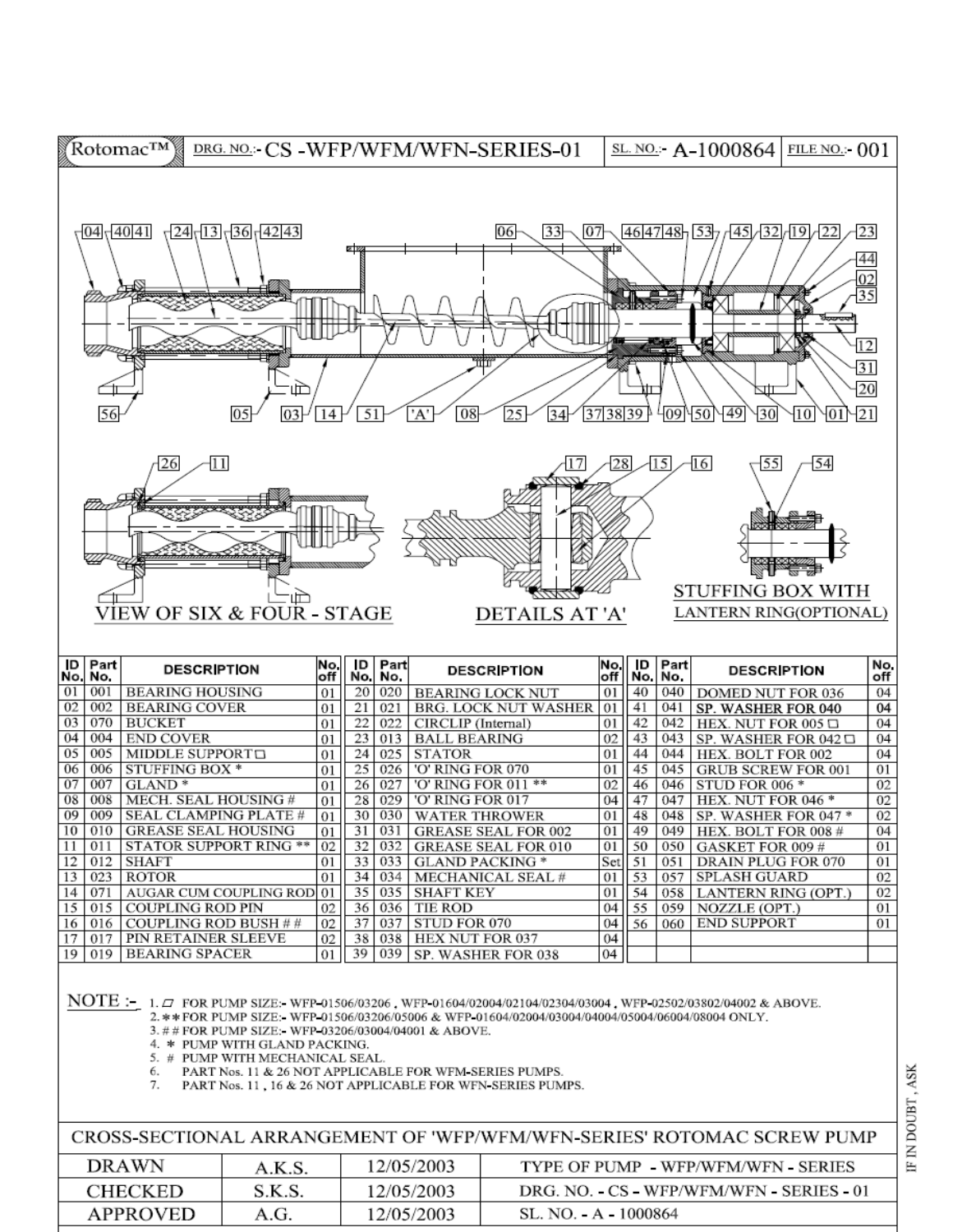Rotomac™ DRG. NO.:- CS -WFP/WFM/WFN-SERIES-01 | SL. NO.:- A-1000864 | FILE NO.:- 001

04 40 41 24 13 36 42 43 06 33 07 46 47 48 53 45 32 19 22 23 44 02 35 12 31 20 21 56 05 03 14 51 'A' 08 25 34 37 38 39 09 50 49 30 10 01

26 11

VIEW OF SIX & FOUR - STAGE

17 28 15 16

DETAILS AT 'A'

55 54

STUFFING BOX WITH LANTERN RING(OPTIONAL)

| ID No. | Part No. | DESCRIPTION | No. off | ID No. | Part No. | DESCRIPTION | No. off | ID No. | Part No. | DESCRIPTION | No. off |
|---|---|---|---|---|---|---|---|---|---|---|---|
| 01 | 001 | BEARING HOUSING | 01 | 20 | 020 | BEARING LOCK NUT | 01 | 40 | 040 | DOMED NUT FOR 036 | 04 |
| 02 | 002 | BEARING COVER | 01 | 21 | 021 | BRG. LOCK NUT WASHER | 01 | 41 | 041 | **SP. WASHER FOR 040** | 04 |
| 03 | 070 | BUCKET | 01 | 22 | 022 | CIRCLIP (Internal) | 01 | 42 | 042 | HEX. NUT FOR 005 □ | 04 |
| 04 | 004 | END COVER | 01 | 23 | 013 | BALL BEARING | 02 | 43 | 043 | SP. WASHER FOR 042 □ | 04 |
| 05 | 005 | MIDDLE SUPPORT □ | 01 | 24 | 025 | STATOR | 01 | 44 | 044 | HEX. BOLT FOR 002 | 04 |
| 06 | 006 | STUFFING BOX * | 01 | 25 | 026 | 'O' RING FOR 070 | 01 | 45 | 045 | GRUB SCREW FOR 001 | 01 |
| 07 | 007 | GLAND * | 01 | 26 | 027 | 'O' RING FOR 011 ** | 02 | 46 | 046 | STUD FOR 006 * | 02 |
| 08 | 008 | MECH. SEAL HOUSING # | 01 | 28 | 029 | 'O' RING FOR 017 | 04 | 47 | 047 | HEX. NUT FOR 046 * | 02 |
| 09 | 009 | SEAL CLAMPING PLATE # | 01 | 30 | 030 | WATER THROWER | 01 | 48 | 048 | SP. WASHER FOR 047 * | 02 |
| 10 | 010 | GREASE SEAL HOUSING | 01 | 31 | 031 | GREASE SEAL FOR 002 | 01 | 49 | 049 | HEX. BOLT FOR 008 # | 04 |
| 11 | 011 | STATOR SUPPORT RING ** | 02 | 32 | 032 | GREASE SEAL FOR 010 | 01 | 50 | 050 | GASKET FOR 009 # | 01 |
| 12 | 012 | SHAFT | 01 | 33 | 033 | GLAND PACKING * | Set | 51 | 051 | DRAIN PLUG FOR 070 | 01 |
| 13 | 023 | ROTOR | 01 | 34 | 034 | MECHANICAL SEAL # | 01 | 53 | 057 | SPLASH GUARD | 02 |
| 14 | 071 | AUGAR CUM COUPLING ROD | 01 | 35 | 035 | SHAFT KEY | 01 | 54 | 058 | LANTERN RING (OPT.) | 02 |
| 15 | 015 | COUPLING ROD PIN | 02 | 36 | 036 | TIE ROD | 04 | 55 | 059 | NOZZLE (OPT.) | 01 |
| 16 | 016 | COUPLING ROD BUSH # # | 02 | 37 | 037 | STUD FOR 070 | 04 | 56 | 060 | END SUPPORT | 01 |
| 17 | 017 | PIN RETAINER SLEEVE | 02 | 38 | 038 | HEX NUT FOR 037 | 04 | | | | |
| 19 | 019 | BEARING SPACER | 01 | 39 | 039 | SP. WASHER FOR 038 | 04 | | | | |

NOTE :-
1. □ FOR PUMP SIZE:- WFP-01506/03206 , WFP-01604/02004/02104/02304/03004 , WFP-02502/03802/04002 & ABOVE.
2. ** FOR PUMP SIZE:- WFP-01506/03206/05006 & WFP-01604/02004/03004/04004/05004/06004/08004 ONLY.
3. # # FOR PUMP SIZE:- WFP-03206/03004/04001 & ABOVE.
4. * PUMP WITH GLAND PACKING.
5. # PUMP WITH MECHANICAL SEAL.
6. PART Nos. 11 & 26 NOT APPLICABLE FOR WFM-SERIES PUMPS.
7. PART Nos. 11 , 16 & 26 NOT APPLICABLE FOR WFN-SERIES PUMPS.

IF IN DOUBT , ASK

CROSS-SECTIONAL ARRANGEMENT OF 'WFP/WFM/WFN-SERIES' ROTOMAC SCREW PUMP

| | | | |
|---|---|---|---|
| DRAWN | A.K.S. | 12/05/2003 | TYPE OF PUMP - WFP/WFM/WFN - SERIES |
| CHECKED | S.K.S. | 12/05/2003 | DRG. NO. - CS - WFP/WFM/WFN - SERIES - 01 |
| APPROVED | A.G. | 12/05/2003 | SL. NO. - A - 1000864 |